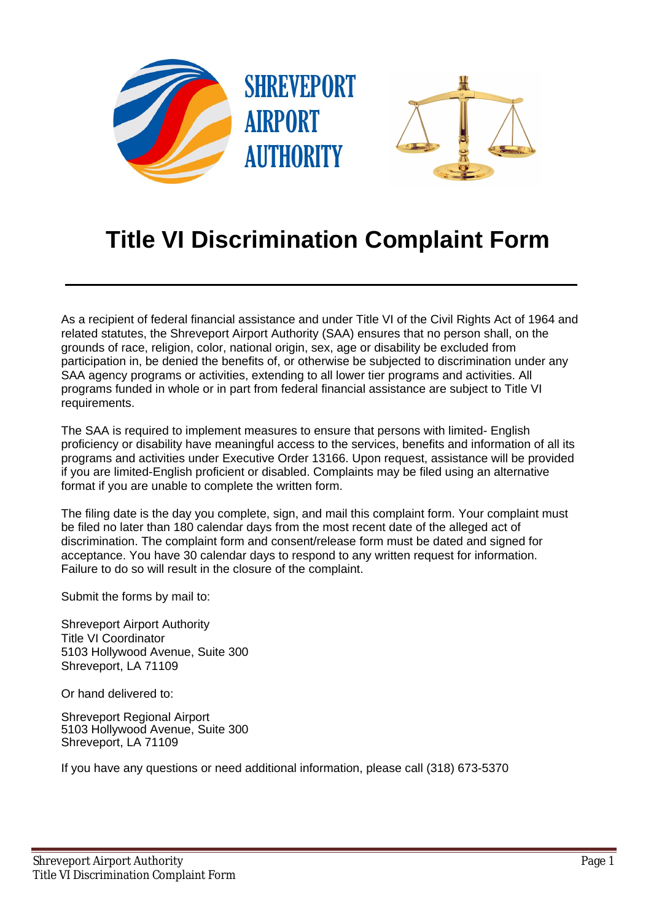SHREVEPORT AIRPORT AUTHORITY

# Title VI Discrimination Complaint Form

As a recipient of federal financial assistance and under Title VI of the Civil Rights Act of 1964 and related statutes, the Shreveport Airport Authority (SAA) ensures that no person shall, on the grounds of race, religion, color, national origin, sex, age or disability be excluded from participation in, be denied the benefits of, or otherwise be subjected to discrimination under any SAA agency programs or activities, extending to all lower tier programs and activities. All programs funded in whole or in part from federal financial assistance are subject to Title VI requirements.

The SAA is required to implement measures to ensure that persons with limited- English proficiency or disability have meaningful access to the services, benefits and information of all its programs and activities under Executive Order 13166. Upon request, assistance will be provided if you are limited-English proficient or disabled. Complaints may be filed using an alternative format if you are unable to complete the written form.

The filing date is the day you complete, sign, and mail this complaint form. Your complaint must be filed no later than 180 calendar days from the most recent date of the alleged act of discrimination. The complaint form and consent/release form must be dated and signed for acceptance. You have 30 calendar days to respond to any written request for information. Failure to do so will result in the closure of the complaint.

Submit the forms by mail to:

Shreveport Airport Authority  
Title VI Coordinator  
5103 Hollywood Avenue, Suite 300  
Shreveport, LA 71109

Or hand delivered to:

Shreveport Regional Airport  
5103 Hollywood Avenue, Suite 300  
Shreveport, LA 71109

If you have any questions or need additional information, please call (318) 673-5370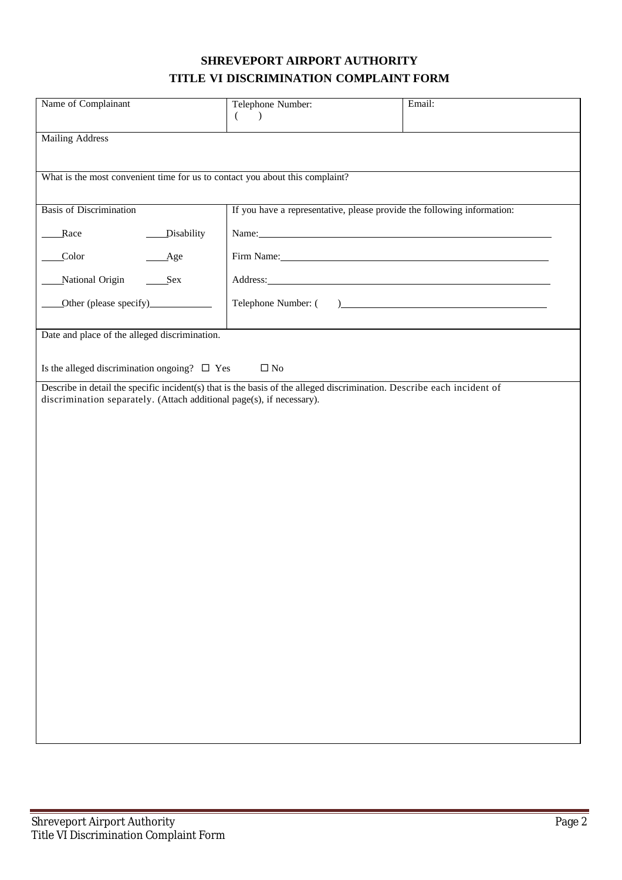# SHREVEPORT AIRPORT AUTHORITY
## TITLE VI DISCRIMINATION COMPLAINT FORM

| Name of Complainant | Telephone Number: ( ) | Email: |
|---|---|---|

Mailing Address

What is the most convenient time for us to contact you about this complaint?

| Basis of Discrimination | If you have a representative, please provide the following information: |
|---|---|
| ____Race ____Disability | Name:____________________ |
| ____Color ____Age | Firm Name:____________________ |
| ____National Origin ____Sex | Address:____________________ |
| ____Other (please specify)____________ | Telephone Number: ( )____________________ |

Date and place of the alleged discrimination.

Is the alleged discrimination ongoing? ☐ Yes ☐ No

Describe in detail the specific incident(s) that is the basis of the alleged discrimination. Describe each incident of discrimination separately. (Attach additional page(s), if necessary).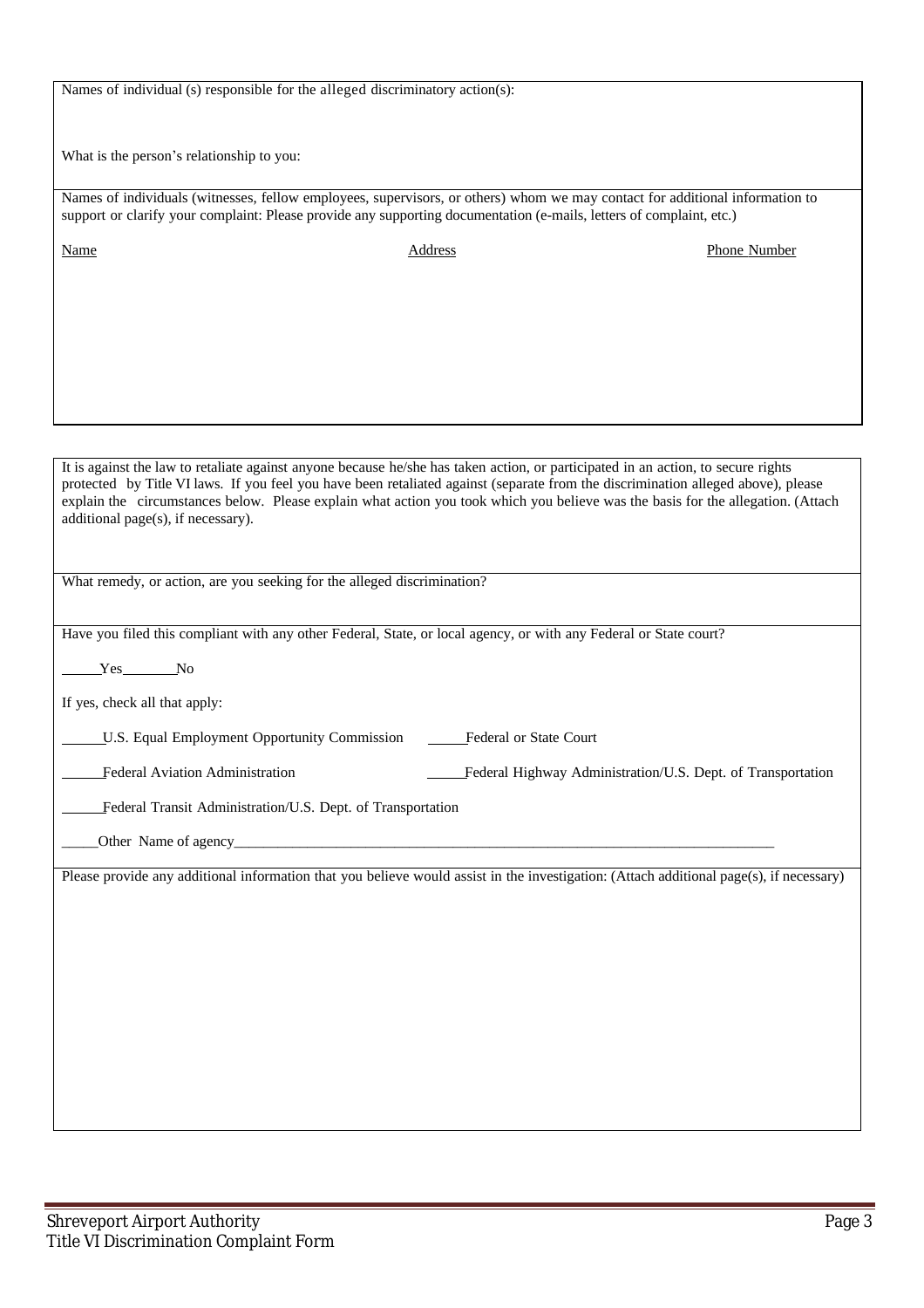Names of individual (s) responsible for the alleged discriminatory action(s):

What is the person's relationship to you:

Names of individuals (witnesses, fellow employees, supervisors, or others) whom we may contact for additional information to support or clarify your complaint: Please provide any supporting documentation (e-mails, letters of complaint, etc.)

| Name | Address | Phone Number |
|---|---|---|
| | | |

It is against the law to retaliate against anyone because he/she has taken action, or participated in an action, to secure rights protected by Title VI laws. If you feel you have been retaliated against (separate from the discrimination alleged above), please explain the circumstances below. Please explain what action you took which you believe was the basis for the allegation. (Attach additional page(s), if necessary).

What remedy, or action, are you seeking for the alleged discrimination?

Have you filed this compliant with any other Federal, State, or local agency, or with any Federal or State court?

_____Yes_______No

If yes, check all that apply:

_____U.S. Equal Employment Opportunity Commission     _____Federal or State Court

_____Federal Aviation Administration     _____Federal Highway Administration/U.S. Dept. of Transportation

_____Federal Transit Administration/U.S. Dept. of Transportation

_____Other Name of agency____________________________________________________________________________

Please provide any additional information that you believe would assist in the investigation: (Attach additional page(s), if necessary)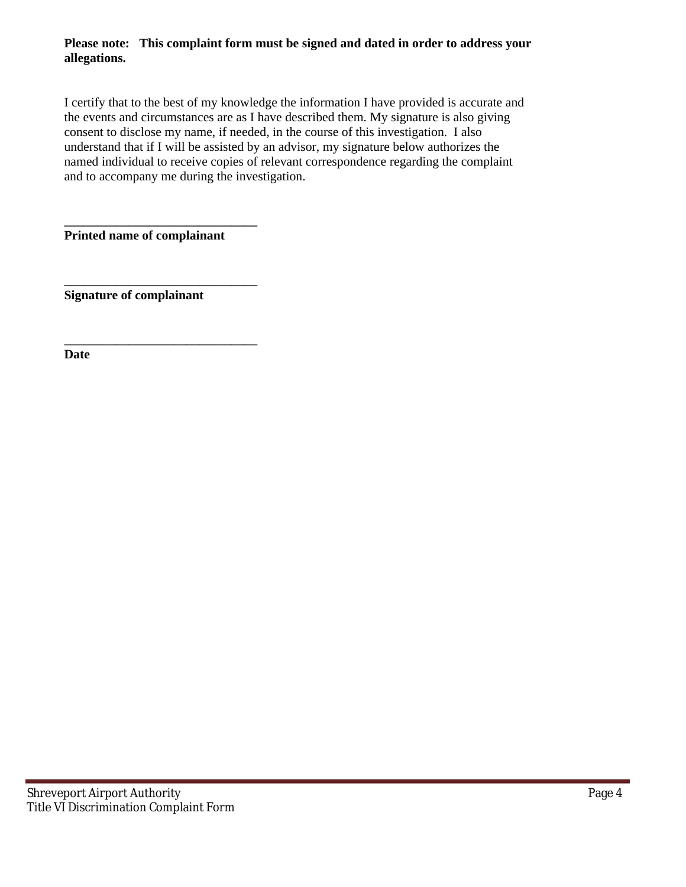**Please note: This complaint form must be signed and dated in order to address your allegations.**

I certify that to the best of my knowledge the information I have provided is accurate and the events and circumstances are as I have described them. My signature is also giving consent to disclose my name, if needed, in the course of this investigation. I also understand that if I will be assisted by an advisor, my signature below authorizes the named individual to receive copies of relevant correspondence regarding the complaint and to accompany me during the investigation.

______________________________

**Printed name of complainant**

______________________________

**Signature of complainant**

______________________________

**Date**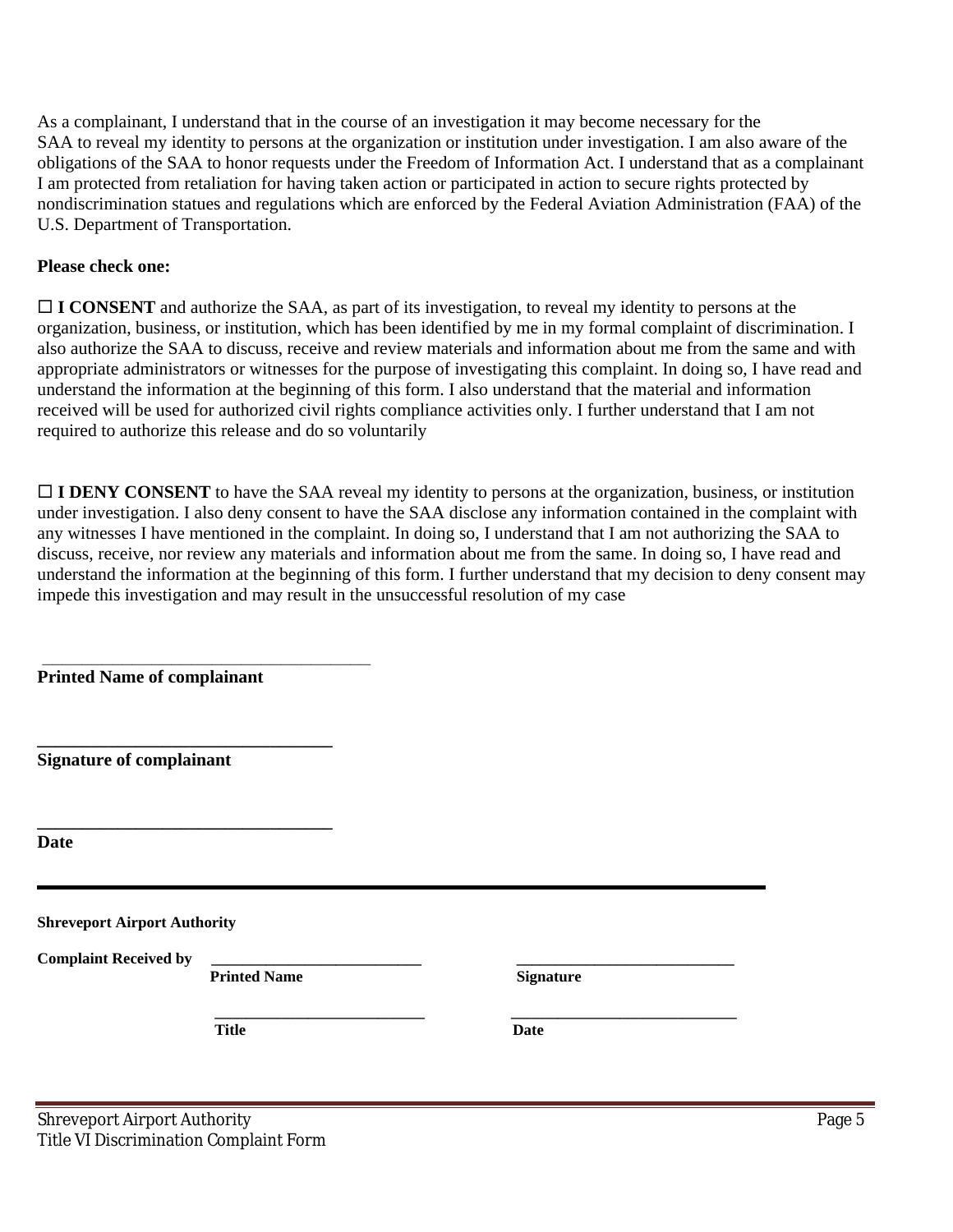As a complainant, I understand that in the course of an investigation it may become necessary for the SAA to reveal my identity to persons at the organization or institution under investigation. I am also aware of the obligations of the SAA to honor requests under the Freedom of Information Act. I understand that as a complainant I am protected from retaliation for having taken action or participated in action to secure rights protected by nondiscrimination statues and regulations which are enforced by the Federal Aviation Administration (FAA) of the U.S. Department of Transportation.

**Please check one:**

☐ **I CONSENT** and authorize the SAA, as part of its investigation, to reveal my identity to persons at the organization, business, or institution, which has been identified by me in my formal complaint of discrimination. I also authorize the SAA to discuss, receive and review materials and information about me from the same and with appropriate administrators or witnesses for the purpose of investigating this complaint. In doing so, I have read and understand the information at the beginning of this form. I also understand that the material and information received will be used for authorized civil rights compliance activities only. I further understand that I am not required to authorize this release and do so voluntarily

☐ **I DENY CONSENT** to have the SAA reveal my identity to persons at the organization, business, or institution under investigation. I also deny consent to have the SAA disclose any information contained in the complaint with any witnesses I have mentioned in the complaint. In doing so, I understand that I am not authorizing the SAA to discuss, receive, nor review any materials and information about me from the same. In doing so, I have read and understand the information at the beginning of this form. I further understand that my decision to deny consent may impede this investigation and may result in the unsuccessful resolution of my case

\_\_\_\_\_\_\_\_\_\_\_\_\_\_\_\_\_\_\_\_\_\_\_\_\_\_\_\_\_\_\_\_\_\_\_\_
**Printed Name of complainant**

\_\_\_\_\_\_\_\_\_\_\_\_\_\_\_\_\_\_\_\_\_\_\_\_\_\_\_\_\_\_\_\_\_\_\_\_
**Signature of complainant**

\_\_\_\_\_\_\_\_\_\_\_\_\_\_\_\_\_\_\_\_\_\_\_\_\_\_\_\_\_\_\_\_\_\_\_\_
**Date**

---

**Shreveport Airport Authority**

**Complaint Received by** \_\_\_\_\_\_\_\_\_\_\_\_\_\_\_\_\_\_\_\_\_\_\_\_\_\_ \_\_\_\_\_\_\_\_\_\_\_\_\_\_\_\_\_\_\_\_\_\_\_\_\_\_

**Printed Name** **Signature**

\_\_\_\_\_\_\_\_\_\_\_\_\_\_\_\_\_\_\_\_\_\_\_\_\_\_ \_\_\_\_\_\_\_\_\_\_\_\_\_\_\_\_\_\_\_\_\_\_\_\_\_\_

**Title** **Date**